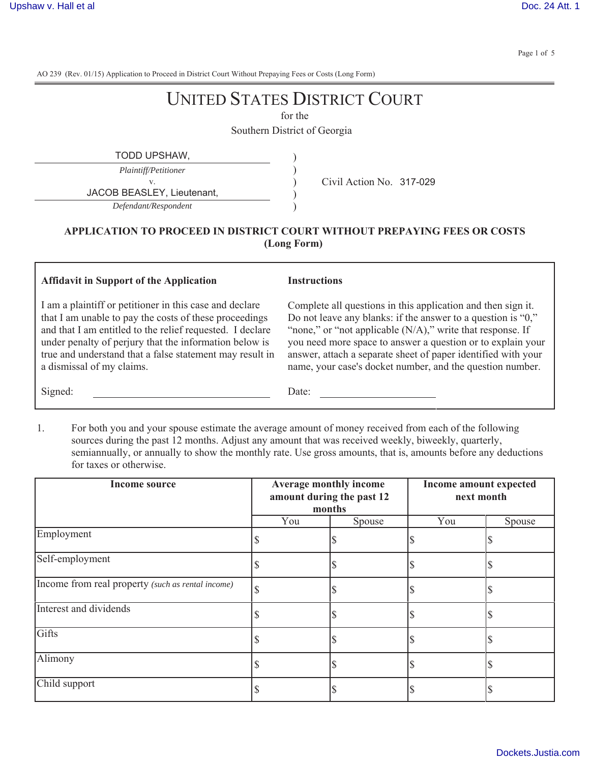AO 239 (Rev. 01/15) Application to Proceed in District Court Without Prepaying Fees or Costs (Long Form)

# UNITED STATES DISTRICT COURT

for the

Southern District of Georgia

TODD UPSHAW,
*Plaintiff/Petitioner*

v.

JACOB BEASLEY, Lieutenant,
*Defendant/Respondent*

Civil Action No. 317-029

## APPLICATION TO PROCEED IN DISTRICT COURT WITHOUT PREPAYING FEES OR COSTS (Long Form)

**Affidavit in Support of the Application**

I am a plaintiff or petitioner in this case and declare that I am unable to pay the costs of these proceedings and that I am entitled to the relief requested. I declare under penalty of perjury that the information below is true and understand that a false statement may result in a dismissal of my claims.

Signed: ____________________

**Instructions**

Complete all questions in this application and then sign it. Do not leave any blanks: if the answer to a question is "0," "none," or "not applicable (N/A)," write that response. If you need more space to answer a question or to explain your answer, attach a separate sheet of paper identified with your name, your case's docket number, and the question number.

Date: ____________________

1. For both you and your spouse estimate the average amount of money received from each of the following sources during the past 12 months. Adjust any amount that was received weekly, biweekly, quarterly, semiannually, or annually to show the monthly rate. Use gross amounts, that is, amounts before any deductions for taxes or otherwise.

| Income source | Average monthly income amount during the past 12 months | | Income amount expected next month | |
|---|---|---|---|---|
| | You | Spouse | You | Spouse |
| Employment | $ | $ | $ | $ |
| Self-employment | $ | $ | $ | $ |
| Income from real property *(such as rental income)* | $ | $ | $ | $ |
| Interest and dividends | $ | $ | $ | $ |
| Gifts | $ | $ | $ | $ |
| Alimony | $ | $ | $ | $ |
| Child support | $ | $ | $ | $ |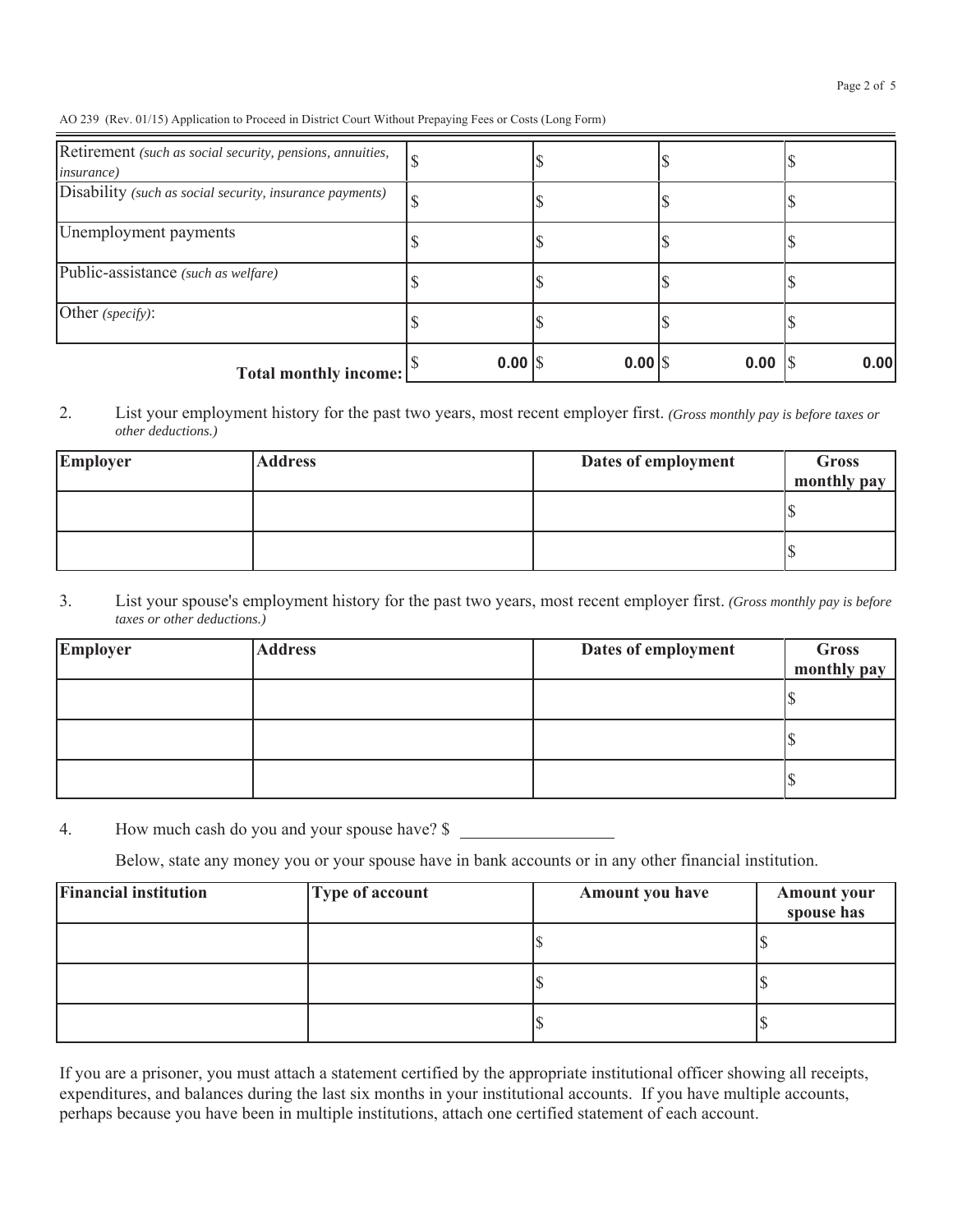AO 239 (Rev. 01/15) Application to Proceed in District Court Without Prepaying Fees or Costs (Long Form)

| | | | | |
|---|---|---|---|---|
| Retirement *(such as social security, pensions, annuities, insurance)* | $ | $ | $ | $ |
| Disability *(such as social security, insurance payments)* | $ | $ | $ | $ |
| Unemployment payments | $ | $ | $ | $ |
| Public-assistance *(such as welfare)* | $ | $ | $ | $ |
| Other *(specify)*: | $ | $ | $ | $ |
| **Total monthly income:** | $ **0.00** | $ **0.00** | $ **0.00** | $ **0.00** |

2. List your employment history for the past two years, most recent employer first. *(Gross monthly pay is before taxes or other deductions.)*

| Employer | Address | Dates of employment | Gross monthly pay |
|---|---|---|---|
| | | | $ |
| | | | $ |

3. List your spouse's employment history for the past two years, most recent employer first. *(Gross monthly pay is before taxes or other deductions.)*

| Employer | Address | Dates of employment | Gross monthly pay |
|---|---|---|---|
| | | | $ |
| | | | $ |
| | | | $ |

4. How much cash do you and your spouse have? $ ____________

Below, state any money you or your spouse have in bank accounts or in any other financial institution.

| Financial institution | Type of account | Amount you have | Amount your spouse has |
|---|---|---|---|
| | | $ | $ |
| | | $ | $ |
| | | $ | $ |

If you are a prisoner, you must attach a statement certified by the appropriate institutional officer showing all receipts, expenditures, and balances during the last six months in your institutional accounts. If you have multiple accounts, perhaps because you have been in multiple institutions, attach one certified statement of each account.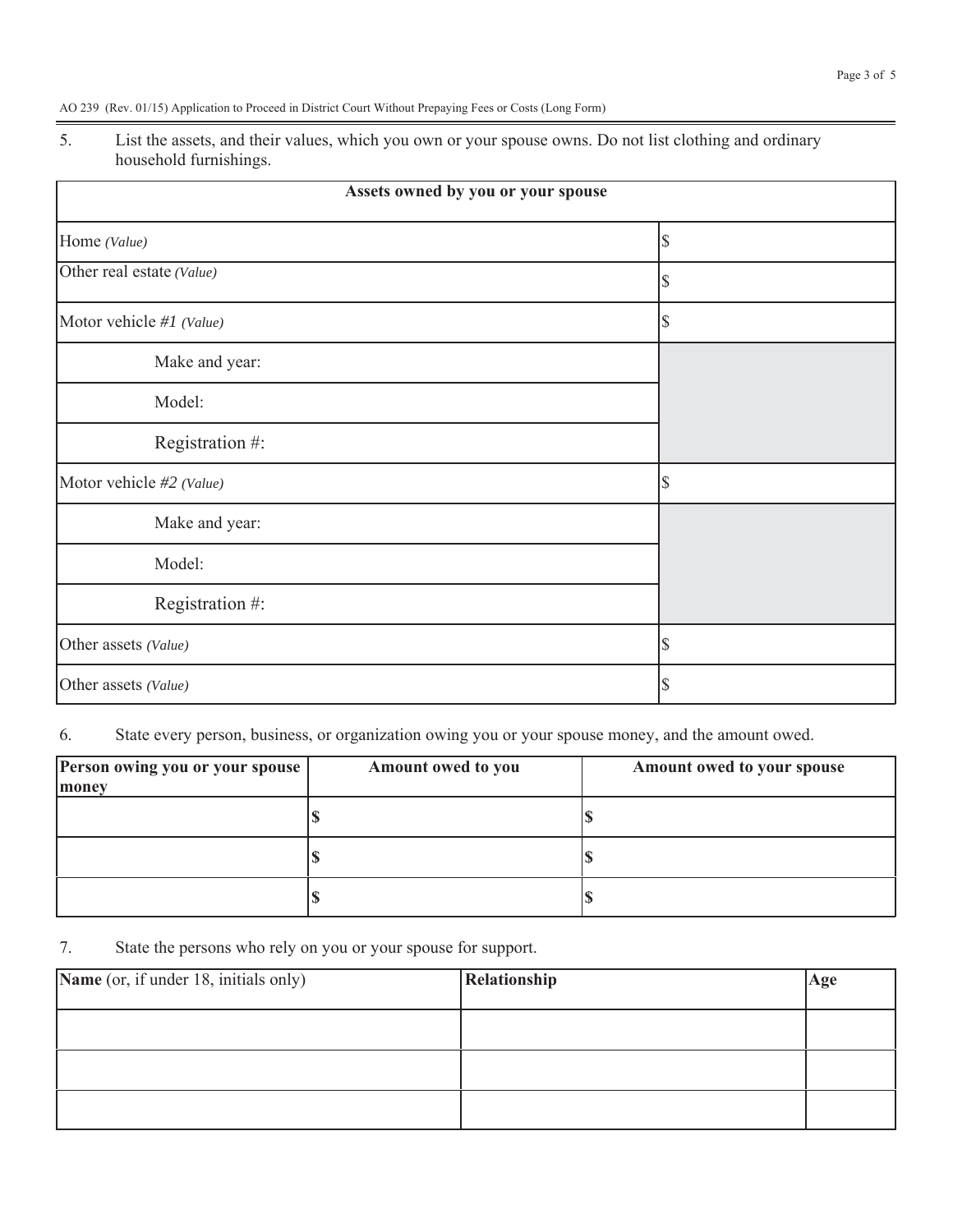AO 239 (Rev. 01/15) Application to Proceed in District Court Without Prepaying Fees or Costs (Long Form)

5. List the assets, and their values, which you own or your spouse owns. Do not list clothing and ordinary household furnishings.

| Assets owned by you or your spouse | |
|---|---|
| Home *(Value)* | $ |
| Other real estate *(Value)* | $ |
| Motor vehicle *#1 (Value)* | $ |
| Make and year: | |
| Model: | |
| Registration #: | |
| Motor vehicle *#2 (Value)* | $ |
| Make and year: | |
| Model: | |
| Registration #: | |
| Other assets *(Value)* | $ |
| Other assets *(Value)* | $ |

6. State every person, business, or organization owing you or your spouse money, and the amount owed.

| **Person owing you or your spouse money** | **Amount owed to you** | **Amount owed to your spouse** |
|---|---|---|
| | **$** | **$** |
| | **$** | **$** |
| | **$** | **$** |

7. State the persons who rely on you or your spouse for support.

| **Name** (or, if under 18, initials only) | **Relationship** | **Age** |
|---|---|---|
| | | |
| | | |
| | | |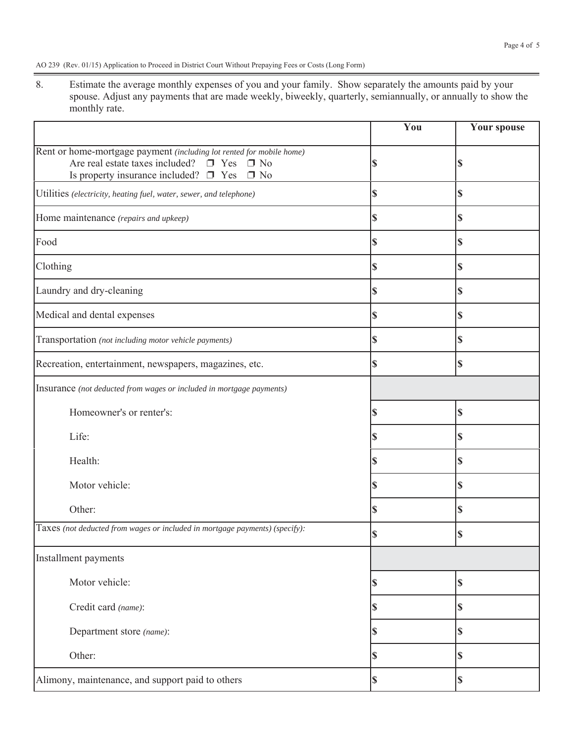AO 239 (Rev. 01/15) Application to Proceed in District Court Without Prepaying Fees or Costs (Long Form)

8. Estimate the average monthly expenses of you and your family. Show separately the amounts paid by your spouse. Adjust any payments that are made weekly, biweekly, quarterly, semiannually, or annually to show the monthly rate.

| | You | Your spouse |
|---|---|---|
| Rent or home-mortgage payment *(including lot rented for mobile home)*<br>Are real estate taxes included? ❒ Yes ❒ No<br>Is property insurance included? ❒ Yes ❒ No | $ | $ |
| Utilities *(electricity, heating fuel, water, sewer, and telephone)* | $ | $ |
| Home maintenance *(repairs and upkeep)* | $ | $ |
| Food | $ | $ |
| Clothing | $ | $ |
| Laundry and dry-cleaning | $ | $ |
| Medical and dental expenses | $ | $ |
| Transportation *(not including motor vehicle payments)* | $ | $ |
| Recreation, entertainment, newspapers, magazines, etc. | $ | $ |
| Insurance *(not deducted from wages or included in mortgage payments)* | | |
| Homeowner's or renter's: | $ | $ |
| Life: | $ | $ |
| Health: | $ | $ |
| Motor vehicle: | $ | $ |
| Other: | $ | $ |
| Taxes *(not deducted from wages or included in mortgage payments) (specify):* | $ | $ |
| Installment payments | | |
| Motor vehicle: | $ | $ |
| Credit card *(name)*: | $ | $ |
| Department store *(name)*: | $ | $ |
| Other: | $ | $ |
| Alimony, maintenance, and support paid to others | $ | $ |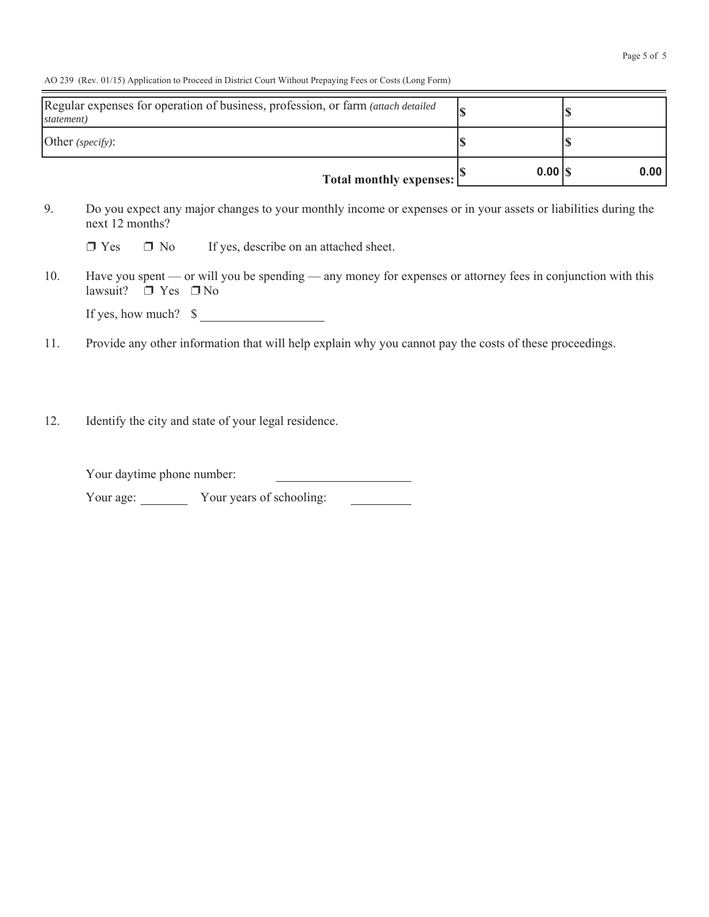AO 239 (Rev. 01/15) Application to Proceed in District Court Without Prepaying Fees or Costs (Long Form)

| | | |
|---|---|---|
| Regular expenses for operation of business, profession, or farm *(attach detailed statement)* | $ | $ |
| Other *(specify)*: | $ | $ |
| **Total monthly expenses:** | $ 0.00 | $ 0.00 |

9. Do you expect any major changes to your monthly income or expenses or in your assets or liabilities during the next 12 months?

   ❒ Yes ❒ No If yes, describe on an attached sheet.

10. Have you spent — or will you be spending — any money for expenses or attorney fees in conjunction with this lawsuit? ❒ Yes ❒ No

    If yes, how much? $ ____________________

11. Provide any other information that will help explain why you cannot pay the costs of these proceedings.

12. Identify the city and state of your legal residence.

    Your daytime phone number: ____________________

    Your age: ________ Your years of schooling: __________